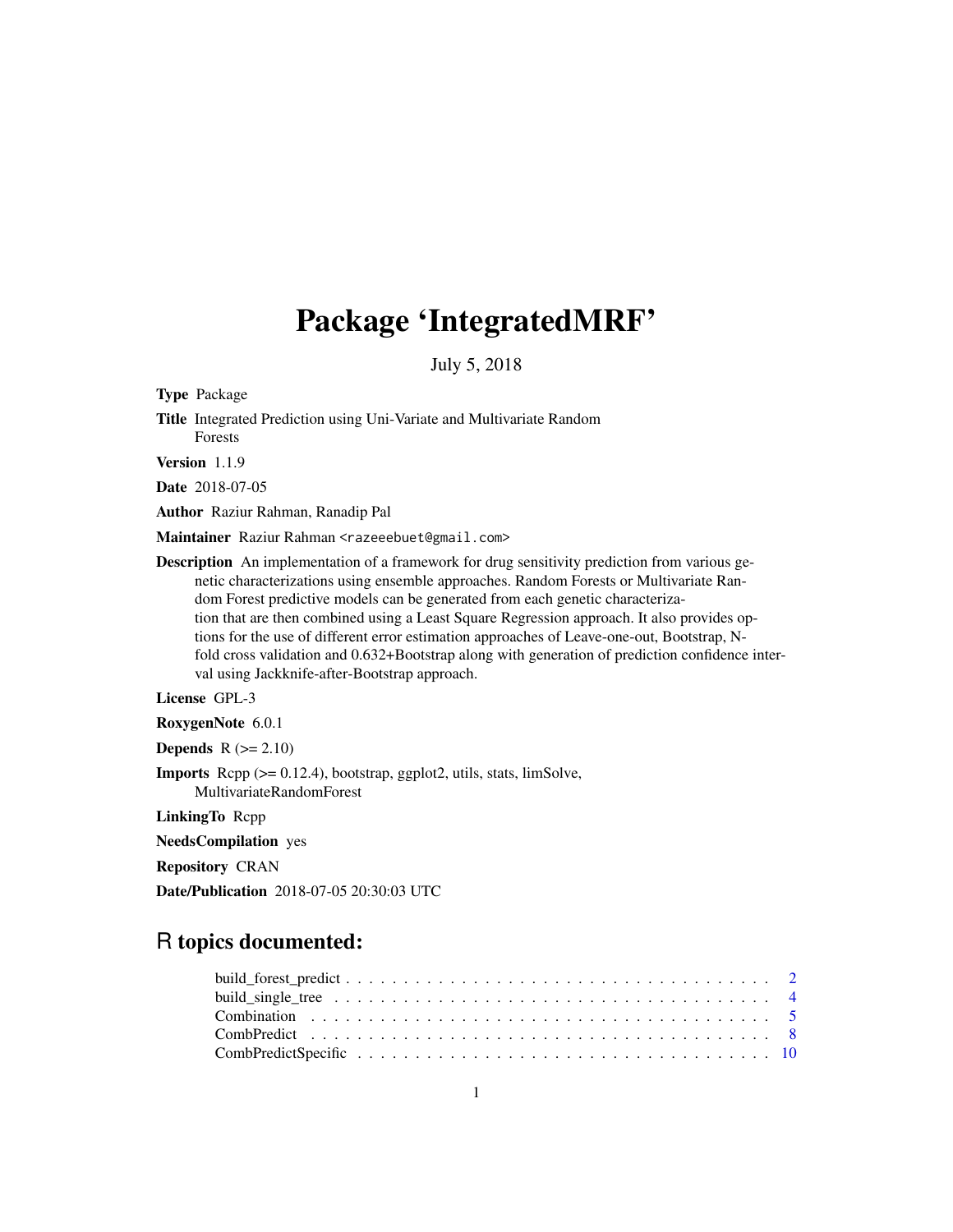# Package 'IntegratedMRF'

July 5, 2018

**Type** Package

**Title** Integrated Prediction using Uni-Variate and Multivariate Random Forests

**Version** 1.1.9

**Date** 2018-07-05

**Author** Raziur Rahman, Ranadip Pal

**Maintainer** Raziur Rahman <razeeebuet@gmail.com>

**Description** An implementation of a framework for drug sensitivity prediction from various genetic characterizations using ensemble approaches. Random Forests or Multivariate Random Forest predictive models can be generated from each genetic characterization that are then combined using a Least Square Regression approach. It also provides options for the use of different error estimation approaches of Leave-one-out, Bootstrap, N-fold cross validation and 0.632+Bootstrap along with generation of prediction confidence interval using Jackknife-after-Bootstrap approach.

**License** GPL-3

**RoxygenNote** 6.0.1

**Depends** R (>= 2.10)

**Imports** Rcpp (>= 0.12.4), bootstrap, ggplot2, utils, stats, limSolve, MultivariateRandomForest

**LinkingTo** Rcpp

**NeedsCompilation** yes

**Repository** CRAN

**Date/Publication** 2018-07-05 20:30:03 UTC

## R topics documented:

- build_forest_predict . . . . . . . . . . . . . . . . . . . . . . . . . . . . . . . . . . . . . . . . 2
- build_single_tree . . . . . . . . . . . . . . . . . . . . . . . . . . . . . . . . . . . . . . . . 4
- Combination . . . . . . . . . . . . . . . . . . . . . . . . . . . . . . . . . . . . . . . . 5
- CombPredict . . . . . . . . . . . . . . . . . . . . . . . . . . . . . . . . . . . . . . . . 8
- CombPredictSpecific . . . . . . . . . . . . . . . . . . . . . . . . . . . . . . . . . . . . . . . . 10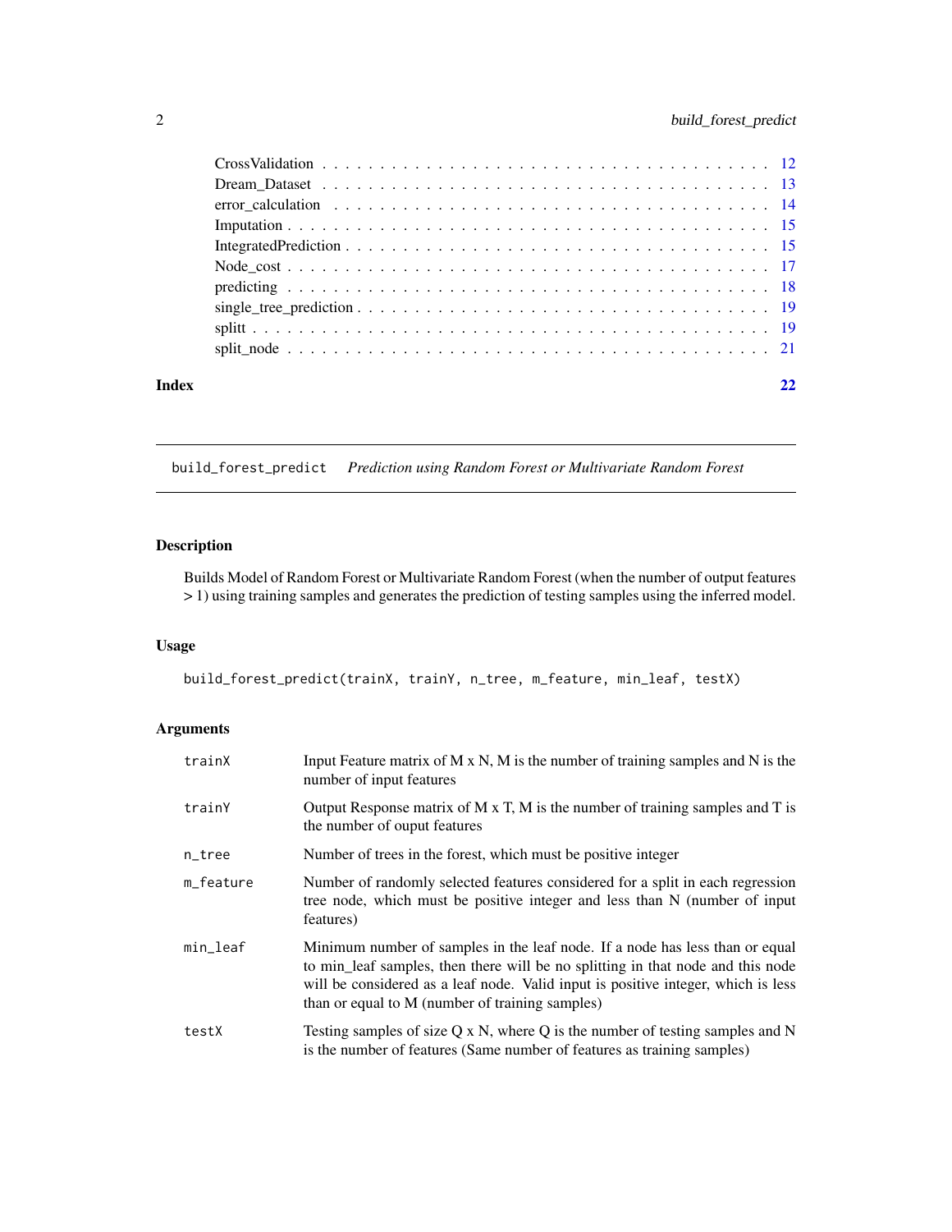CrossValidation . . . . . . . . . . . . . . . . . . . . . . . . . . . . . . . . . . . . 12
Dream_Dataset . . . . . . . . . . . . . . . . . . . . . . . . . . . . . . . . . . . . 13
error_calculation . . . . . . . . . . . . . . . . . . . . . . . . . . . . . . . . . . . 14
Imputation . . . . . . . . . . . . . . . . . . . . . . . . . . . . . . . . . . . . . . . 15
IntegratedPrediction . . . . . . . . . . . . . . . . . . . . . . . . . . . . . . . . . 15
Node_cost . . . . . . . . . . . . . . . . . . . . . . . . . . . . . . . . . . . . . . . 17
predicting . . . . . . . . . . . . . . . . . . . . . . . . . . . . . . . . . . . . . . . 18
single_tree_prediction . . . . . . . . . . . . . . . . . . . . . . . . . . . . . . . . 19
splitt . . . . . . . . . . . . . . . . . . . . . . . . . . . . . . . . . . . . . . . . . 19
split_node . . . . . . . . . . . . . . . . . . . . . . . . . . . . . . . . . . . . . . . 21

**Index** **22**

---

## build_forest_predict — *Prediction using Random Forest or Multivariate Random Forest*

### Description

Builds Model of Random Forest or Multivariate Random Forest (when the number of output features > 1) using training samples and generates the prediction of testing samples using the inferred model.

### Usage

```
build_forest_predict(trainX, trainY, n_tree, m_feature, min_leaf, testX)
```

### Arguments

| | |
|---|---|
| `trainX` | Input Feature matrix of M x N, M is the number of training samples and N is the number of input features |
| `trainY` | Output Response matrix of M x T, M is the number of training samples and T is the number of ouput features |
| `n_tree` | Number of trees in the forest, which must be positive integer |
| `m_feature` | Number of randomly selected features considered for a split in each regression tree node, which must be positive integer and less than N (number of input features) |
| `min_leaf` | Minimum number of samples in the leaf node. If a node has less than or equal to min_leaf samples, then there will be no splitting in that node and this node will be considered as a leaf node. Valid input is positive integer, which is less than or equal to M (number of training samples) |
| `testX` | Testing samples of size Q x N, where Q is the number of testing samples and N is the number of features (Same number of features as training samples) |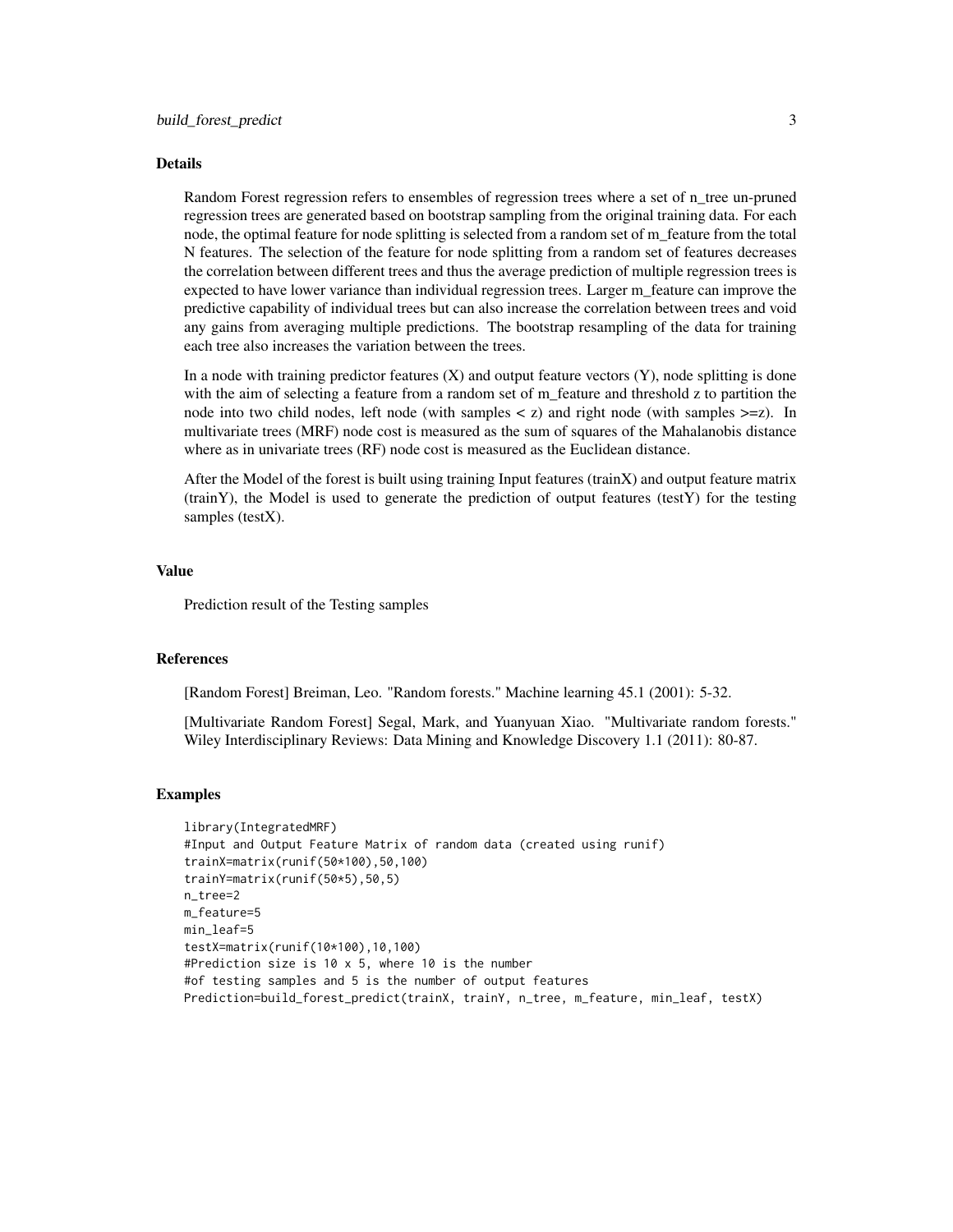### Details

Random Forest regression refers to ensembles of regression trees where a set of n_tree un-pruned regression trees are generated based on bootstrap sampling from the original training data. For each node, the optimal feature for node splitting is selected from a random set of m_feature from the total N features. The selection of the feature for node splitting from a random set of features decreases the correlation between different trees and thus the average prediction of multiple regression trees is expected to have lower variance than individual regression trees. Larger m_feature can improve the predictive capability of individual trees but can also increase the correlation between trees and void any gains from averaging multiple predictions. The bootstrap resampling of the data for training each tree also increases the variation between the trees.

In a node with training predictor features (X) and output feature vectors (Y), node splitting is done with the aim of selecting a feature from a random set of m_feature and threshold z to partition the node into two child nodes, left node (with samples < z) and right node (with samples >=z). In multivariate trees (MRF) node cost is measured as the sum of squares of the Mahalanobis distance where as in univariate trees (RF) node cost is measured as the Euclidean distance.

After the Model of the forest is built using training Input features (trainX) and output feature matrix (trainY), the Model is used to generate the prediction of output features (testY) for the testing samples (testX).

### Value

Prediction result of the Testing samples

### References

[Random Forest] Breiman, Leo. "Random forests." Machine learning 45.1 (2001): 5-32.

[Multivariate Random Forest] Segal, Mark, and Yuanyuan Xiao. "Multivariate random forests." Wiley Interdisciplinary Reviews: Data Mining and Knowledge Discovery 1.1 (2011): 80-87.

### Examples

```
library(IntegratedMRF)
#Input and Output Feature Matrix of random data (created using runif)
trainX=matrix(runif(50*100),50,100)
trainY=matrix(runif(50*5),50,5)
n_tree=2
m_feature=5
min_leaf=5
testX=matrix(runif(10*100),10,100)
#Prediction size is 10 x 5, where 10 is the number
#of testing samples and 5 is the number of output features
Prediction=build_forest_predict(trainX, trainY, n_tree, m_feature, min_leaf, testX)
```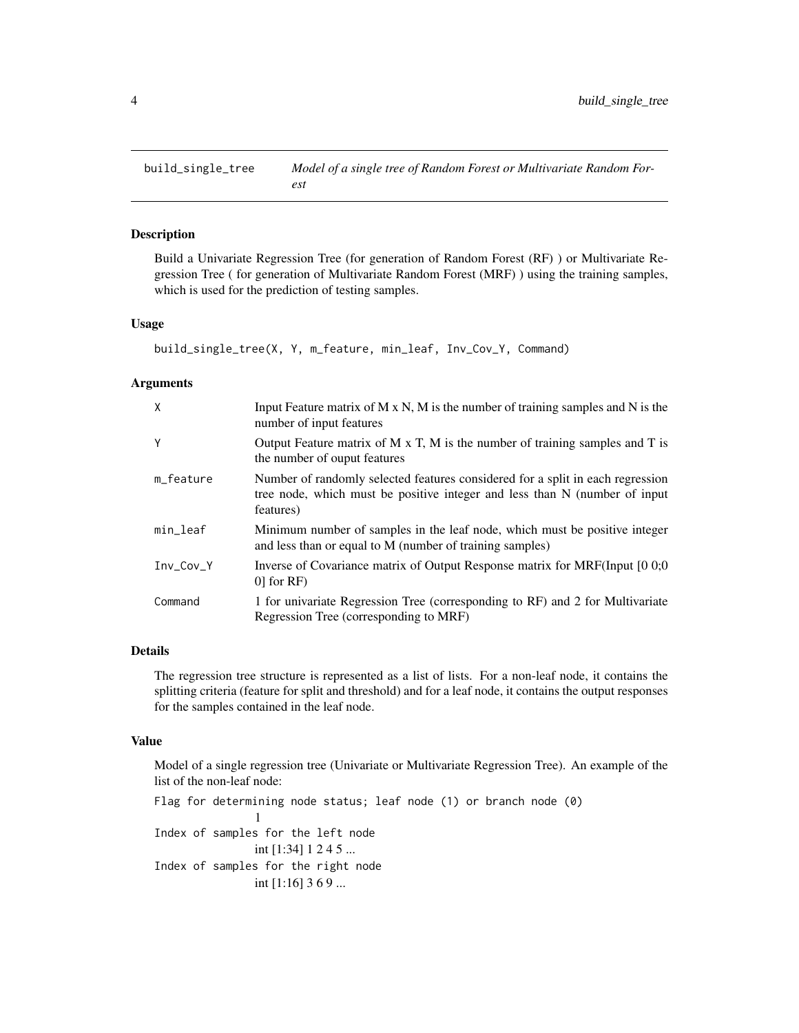# build_single_tree — *Model of a single tree of Random Forest or Multivariate Random Forest*

## Description

Build a Univariate Regression Tree (for generation of Random Forest (RF) ) or Multivariate Regression Tree ( for generation of Multivariate Random Forest (MRF) ) using the training samples, which is used for the prediction of testing samples.

## Usage

```
build_single_tree(X, Y, m_feature, min_leaf, Inv_Cov_Y, Command)
```

## Arguments

| | |
|---|---|
| `X` | Input Feature matrix of M x N, M is the number of training samples and N is the number of input features |
| `Y` | Output Feature matrix of M x T, M is the number of training samples and T is the number of ouput features |
| `m_feature` | Number of randomly selected features considered for a split in each regression tree node, which must be positive integer and less than N (number of input features) |
| `min_leaf` | Minimum number of samples in the leaf node, which must be positive integer and less than or equal to M (number of training samples) |
| `Inv_Cov_Y` | Inverse of Covariance matrix of Output Response matrix for MRF(Input [0 0;0 0] for RF) |
| `Command` | 1 for univariate Regression Tree (corresponding to RF) and 2 for Multivariate Regression Tree (corresponding to MRF) |

## Details

The regression tree structure is represented as a list of lists. For a non-leaf node, it contains the splitting criteria (feature for split and threshold) and for a leaf node, it contains the output responses for the samples contained in the leaf node.

## Value

Model of a single regression tree (Univariate or Multivariate Regression Tree). An example of the list of the non-leaf node:

`Flag for determining node status; leaf node (1) or branch node (0)`
    1
`Index of samples for the left node`
    int [1:34] 1 2 4 5 ...
`Index of samples for the right node`
    int [1:16] 3 6 9 ...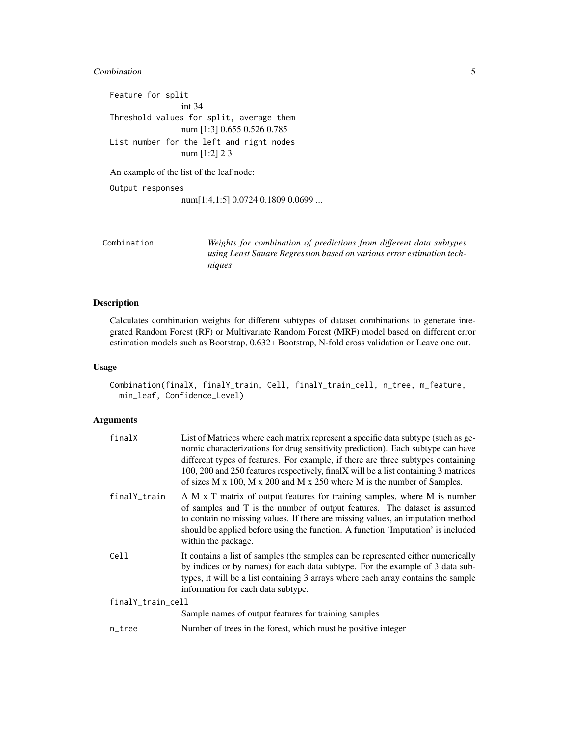Feature for split

    int 34

Threshold values for split, average them

    num [1:3] 0.655 0.526 0.785

List number for the left and right nodes

    num [1:2] 2 3

An example of the list of the leaf node:

Output responses

    num[1:4,1:5] 0.0724 0.1809 0.0699 ...

---

Combination — *Weights for combination of predictions from different data subtypes using Least Square Regression based on various error estimation techniques*

---

## Description

Calculates combination weights for different subtypes of dataset combinations to generate integrated Random Forest (RF) or Multivariate Random Forest (MRF) model based on different error estimation models such as Bootstrap, 0.632+ Bootstrap, N-fold cross validation or Leave one out.

## Usage

```
Combination(finalX, finalY_train, Cell, finalY_train_cell, n_tree, m_feature,
  min_leaf, Confidence_Level)
```

## Arguments

| Argument | Description |
|---|---|
| finalX | List of Matrices where each matrix represent a specific data subtype (such as genomic characterizations for drug sensitivity prediction). Each subtype can have different types of features. For example, if there are three subtypes containing 100, 200 and 250 features respectively, finalX will be a list containing 3 matrices of sizes M x 100, M x 200 and M x 250 where M is the number of Samples. |
| finalY_train | A M x T matrix of output features for training samples, where M is number of samples and T is the number of output features. The dataset is assumed to contain no missing values. If there are missing values, an imputation method should be applied before using the function. A function 'Imputation' is included within the package. |
| Cell | It contains a list of samples (the samples can be represented either numerically by indices or by names) for each data subtype. For the example of 3 data subtypes, it will be a list containing 3 arrays where each array contains the sample information for each data subtype. |
| finalY_train_cell | Sample names of output features for training samples |
| n_tree | Number of trees in the forest, which must be positive integer |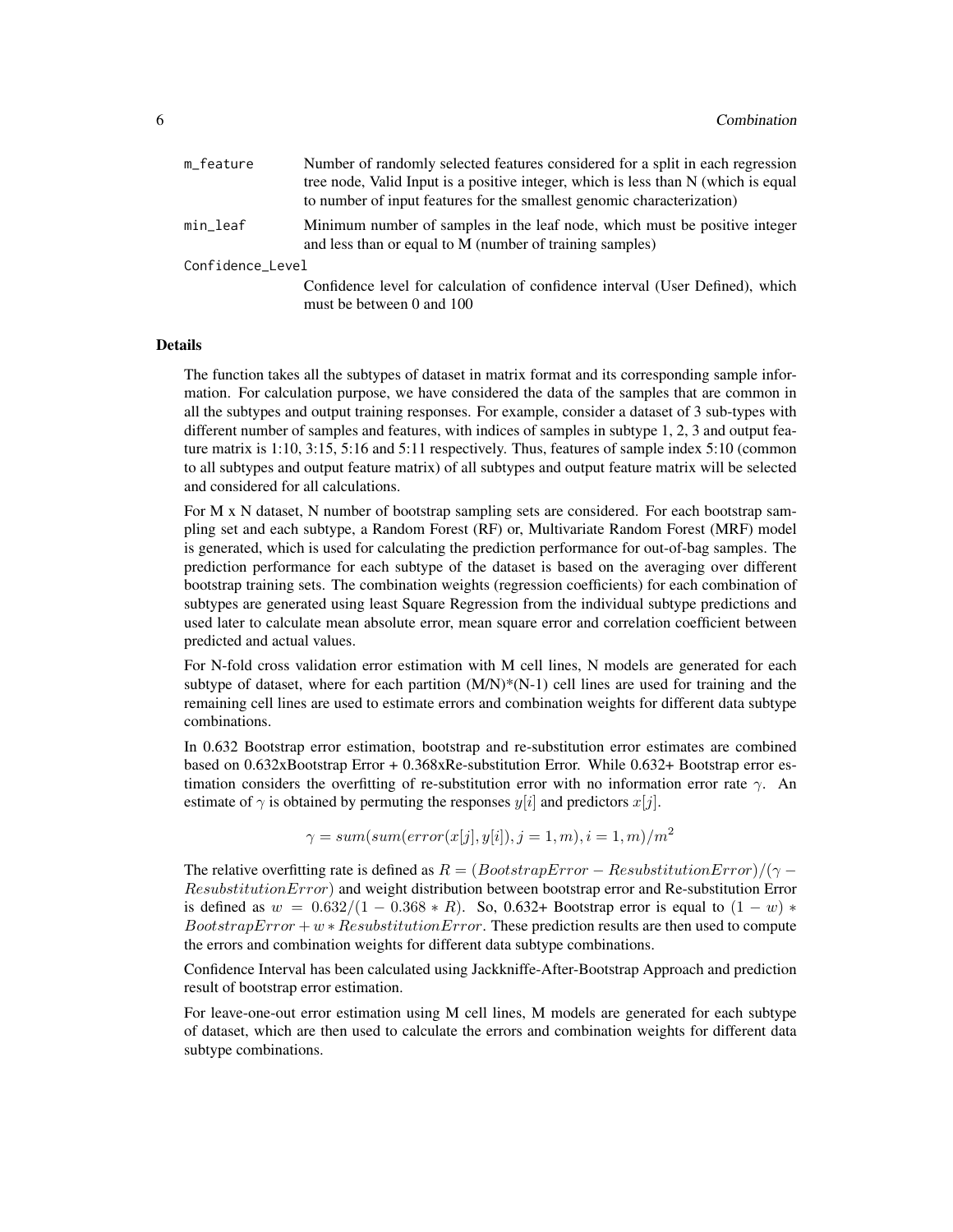| | |
|---|---|
| m_feature | Number of randomly selected features considered for a split in each regression tree node, Valid Input is a positive integer, which is less than N (which is equal to number of input features for the smallest genomic characterization) |
| min_leaf | Minimum number of samples in the leaf node, which must be positive integer and less than or equal to M (number of training samples) |
| Confidence_Level | Confidence level for calculation of confidence interval (User Defined), which must be between 0 and 100 |

## Details

The function takes all the subtypes of dataset in matrix format and its corresponding sample information. For calculation purpose, we have considered the data of the samples that are common in all the subtypes and output training responses. For example, consider a dataset of 3 sub-types with different number of samples and features, with indices of samples in subtype 1, 2, 3 and output feature matrix is 1:10, 3:15, 5:16 and 5:11 respectively. Thus, features of sample index 5:10 (common to all subtypes and output feature matrix) of all subtypes and output feature matrix will be selected and considered for all calculations.

For M x N dataset, N number of bootstrap sampling sets are considered. For each bootstrap sampling set and each subtype, a Random Forest (RF) or, Multivariate Random Forest (MRF) model is generated, which is used for calculating the prediction performance for out-of-bag samples. The prediction performance for each subtype of the dataset is based on the averaging over different bootstrap training sets. The combination weights (regression coefficients) for each combination of subtypes are generated using least Square Regression from the individual subtype predictions and used later to calculate mean absolute error, mean square error and correlation coefficient between predicted and actual values.

For N-fold cross validation error estimation with M cell lines, N models are generated for each subtype of dataset, where for each partition (M/N)*(N-1) cell lines are used for training and the remaining cell lines are used to estimate errors and combination weights for different data subtype combinations.

In 0.632 Bootstrap error estimation, bootstrap and re-substitution error estimates are combined based on 0.632xBootstrap Error + 0.368xRe-substitution Error. While 0.632+ Bootstrap error estimation considers the overfitting of re-substitution error with no information error rate $\gamma$. An estimate of $\gamma$ is obtained by permuting the responses $y[i]$ and predictors $x[j]$.

$$\gamma = sum(sum(error(x[j], y[i]), j = 1, m), i = 1, m)/m^2$$

The relative overfitting rate is defined as $R = (BootstrapError - ResubstitutionError)/(\gamma - ResubstitutionError)$ and weight distribution between bootstrap error and Re-substitution Error is defined as $w = 0.632/(1 - 0.368 * R)$. So, 0.632+ Bootstrap error is equal to $(1 - w) * BootstrapError + w * ResubstitutionError$. These prediction results are then used to compute the errors and combination weights for different data subtype combinations.

Confidence Interval has been calculated using Jackkniffe-After-Bootstrap Approach and prediction result of bootstrap error estimation.

For leave-one-out error estimation using M cell lines, M models are generated for each subtype of dataset, which are then used to calculate the errors and combination weights for different data subtype combinations.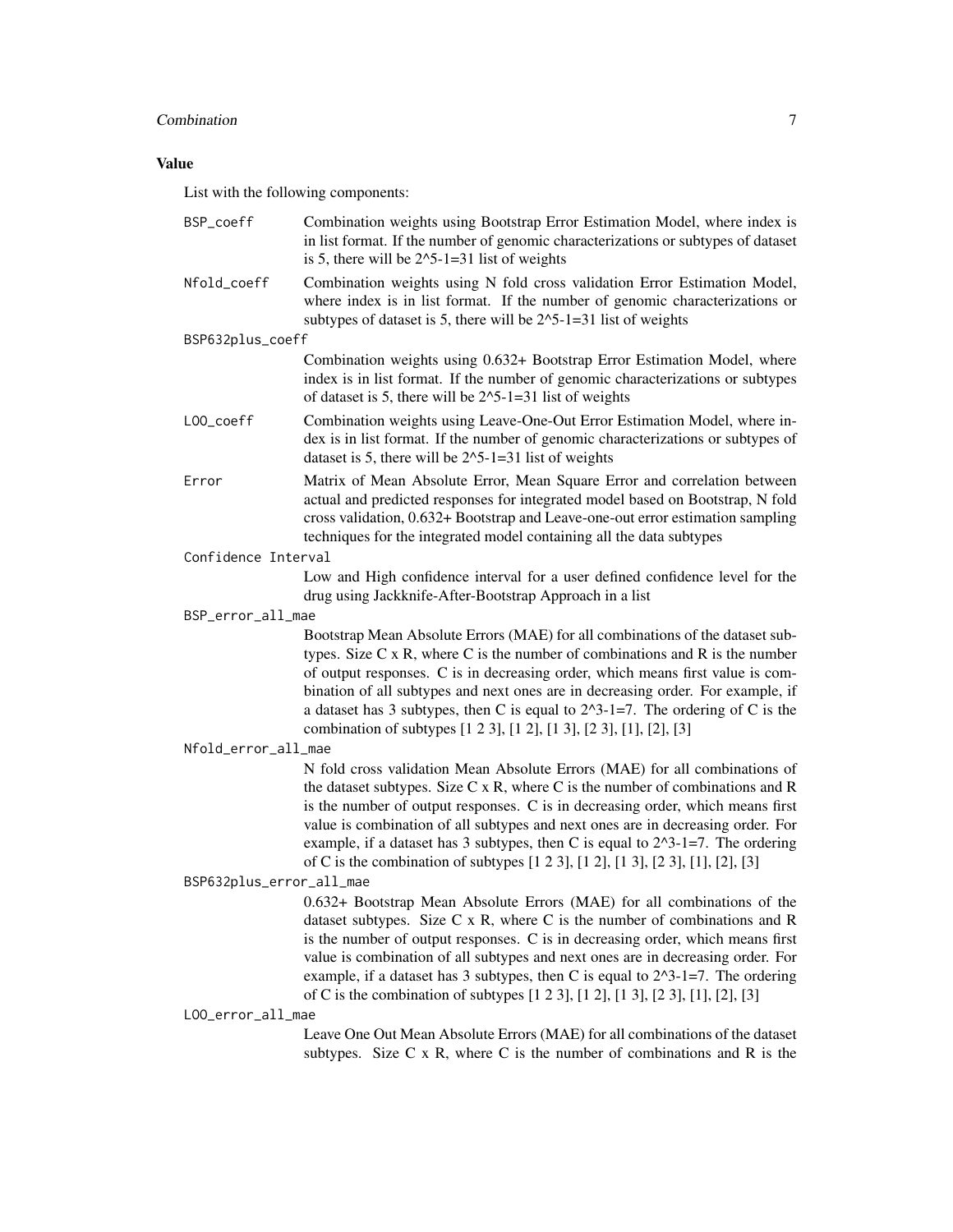## Value

List with the following components:

- **BSP_coeff**: Combination weights using Bootstrap Error Estimation Model, where index is in list format. If the number of genomic characterizations or subtypes of dataset is 5, there will be 2^5-1=31 list of weights
- **Nfold_coeff**: Combination weights using N fold cross validation Error Estimation Model, where index is in list format. If the number of genomic characterizations or subtypes of dataset is 5, there will be 2^5-1=31 list of weights
- **BSP632plus_coeff**: Combination weights using 0.632+ Bootstrap Error Estimation Model, where index is in list format. If the number of genomic characterizations or subtypes of dataset is 5, there will be 2^5-1=31 list of weights
- **LOO_coeff**: Combination weights using Leave-One-Out Error Estimation Model, where index is in list format. If the number of genomic characterizations or subtypes of dataset is 5, there will be 2^5-1=31 list of weights
- **Error**: Matrix of Mean Absolute Error, Mean Square Error and correlation between actual and predicted responses for integrated model based on Bootstrap, N fold cross validation, 0.632+ Bootstrap and Leave-one-out error estimation sampling techniques for the integrated model containing all the data subtypes
- **Confidence Interval**: Low and High confidence interval for a user defined confidence level for the drug using Jackknife-After-Bootstrap Approach in a list
- **BSP_error_all_mae**: Bootstrap Mean Absolute Errors (MAE) for all combinations of the dataset subtypes. Size C x R, where C is the number of combinations and R is the number of output responses. C is in decreasing order, which means first value is combination of all subtypes and next ones are in decreasing order. For example, if a dataset has 3 subtypes, then C is equal to 2^3-1=7. The ordering of C is the combination of subtypes [1 2 3], [1 2], [1 3], [2 3], [1], [2], [3]
- **Nfold_error_all_mae**: N fold cross validation Mean Absolute Errors (MAE) for all combinations of the dataset subtypes. Size C x R, where C is the number of combinations and R is the number of output responses. C is in decreasing order, which means first value is combination of all subtypes and next ones are in decreasing order. For example, if a dataset has 3 subtypes, then C is equal to 2^3-1=7. The ordering of C is the combination of subtypes [1 2 3], [1 2], [1 3], [2 3], [1], [2], [3]
- **BSP632plus_error_all_mae**: 0.632+ Bootstrap Mean Absolute Errors (MAE) for all combinations of the dataset subtypes. Size C x R, where C is the number of combinations and R is the number of output responses. C is in decreasing order, which means first value is combination of all subtypes and next ones are in decreasing order. For example, if a dataset has 3 subtypes, then C is equal to 2^3-1=7. The ordering of C is the combination of subtypes [1 2 3], [1 2], [1 3], [2 3], [1], [2], [3]
- **LOO_error_all_mae**: Leave One Out Mean Absolute Errors (MAE) for all combinations of the dataset subtypes. Size C x R, where C is the number of combinations and R is the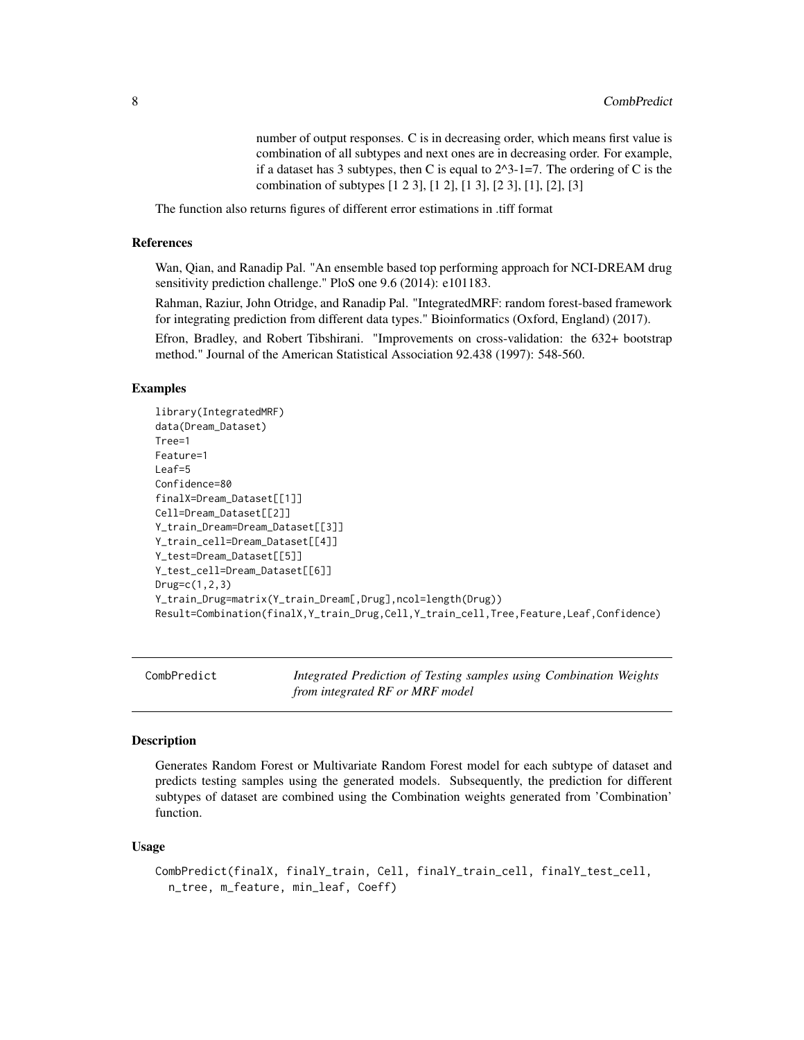number of output responses. C is in decreasing order, which means first value is combination of all subtypes and next ones are in decreasing order. For example, if a dataset has 3 subtypes, then C is equal to 2^3-1=7. The ordering of C is the combination of subtypes [1 2 3], [1 2], [1 3], [2 3], [1], [2], [3]

The function also returns figures of different error estimations in .tiff format

### References

Wan, Qian, and Ranadip Pal. "An ensemble based top performing approach for NCI-DREAM drug sensitivity prediction challenge." PloS one 9.6 (2014): e101183.

Rahman, Raziur, John Otridge, and Ranadip Pal. "IntegratedMRF: random forest-based framework for integrating prediction from different data types." Bioinformatics (Oxford, England) (2017).

Efron, Bradley, and Robert Tibshirani. "Improvements on cross-validation: the 632+ bootstrap method." Journal of the American Statistical Association 92.438 (1997): 548-560.

### Examples

```
library(IntegratedMRF)
data(Dream_Dataset)
Tree=1
Feature=1
Leaf=5
Confidence=80
finalX=Dream_Dataset[[1]]
Cell=Dream_Dataset[[2]]
Y_train_Dream=Dream_Dataset[[3]]
Y_train_cell=Dream_Dataset[[4]]
Y_test=Dream_Dataset[[5]]
Y_test_cell=Dream_Dataset[[6]]
Drug=c(1,2,3)
Y_train_Drug=matrix(Y_train_Dream[,Drug],ncol=length(Drug))
Result=Combination(finalX,Y_train_Drug,Cell,Y_train_cell,Tree,Feature,Leaf,Confidence)
```

---

## CombPredict — *Integrated Prediction of Testing samples using Combination Weights from integrated RF or MRF model*

### Description

Generates Random Forest or Multivariate Random Forest model for each subtype of dataset and predicts testing samples using the generated models. Subsequently, the prediction for different subtypes of dataset are combined using the Combination weights generated from 'Combination' function.

### Usage

```
CombPredict(finalX, finalY_train, Cell, finalY_train_cell, finalY_test_cell,
  n_tree, m_feature, min_leaf, Coeff)
```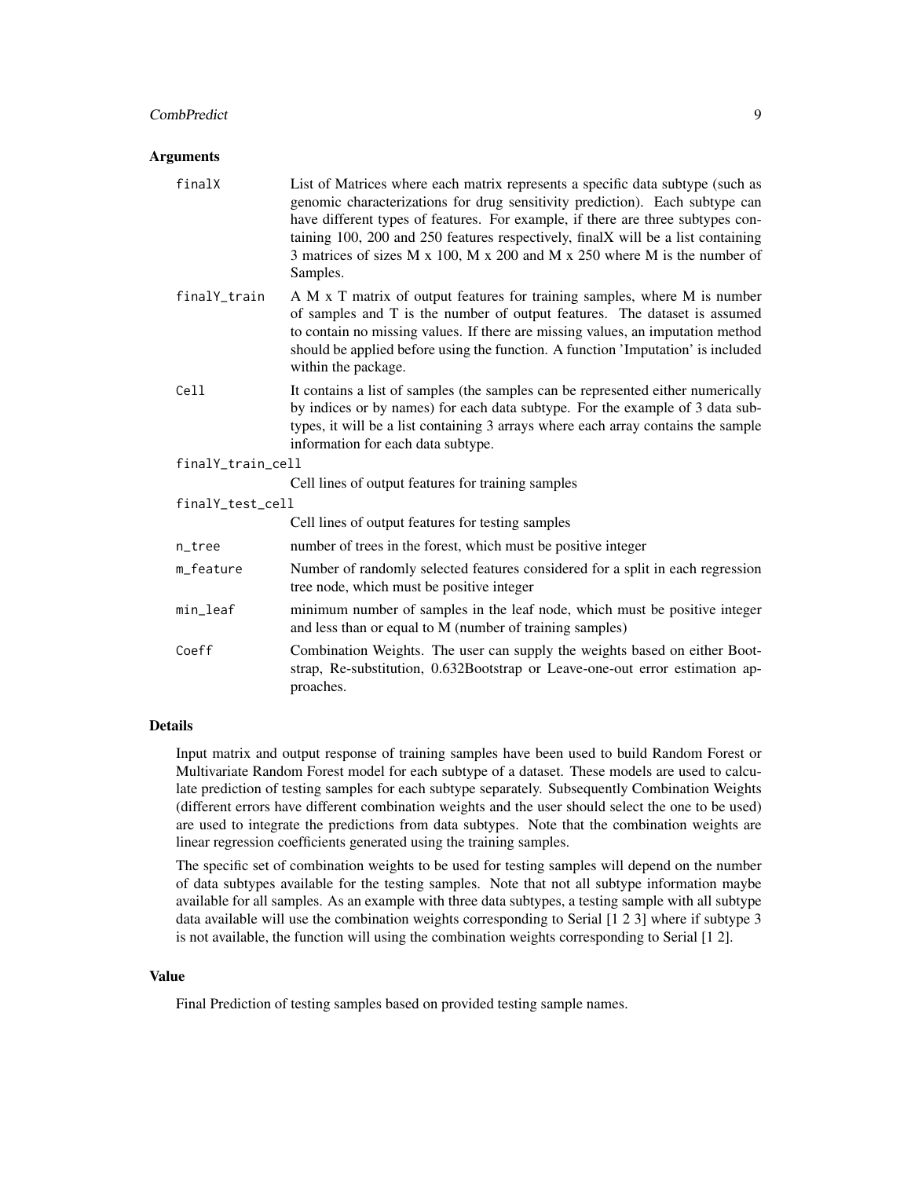## Arguments

finalX
: List of Matrices where each matrix represents a specific data subtype (such as genomic characterizations for drug sensitivity prediction). Each subtype can have different types of features. For example, if there are three subtypes containing 100, 200 and 250 features respectively, finalX will be a list containing 3 matrices of sizes M x 100, M x 200 and M x 250 where M is the number of Samples.

finalY_train
: A M x T matrix of output features for training samples, where M is number of samples and T is the number of output features. The dataset is assumed to contain no missing values. If there are missing values, an imputation method should be applied before using the function. A function 'Imputation' is included within the package.

Cell
: It contains a list of samples (the samples can be represented either numerically by indices or by names) for each data subtype. For the example of 3 data subtypes, it will be a list containing 3 arrays where each array contains the sample information for each data subtype.

finalY_train_cell
: Cell lines of output features for training samples

finalY_test_cell
: Cell lines of output features for testing samples

n_tree
: number of trees in the forest, which must be positive integer

m_feature
: Number of randomly selected features considered for a split in each regression tree node, which must be positive integer

min_leaf
: minimum number of samples in the leaf node, which must be positive integer and less than or equal to M (number of training samples)

Coeff
: Combination Weights. The user can supply the weights based on either Bootstrap, Re-substitution, 0.632Bootstrap or Leave-one-out error estimation approaches.

## Details

Input matrix and output response of training samples have been used to build Random Forest or Multivariate Random Forest model for each subtype of a dataset. These models are used to calculate prediction of testing samples for each subtype separately. Subsequently Combination Weights (different errors have different combination weights and the user should select the one to be used) are used to integrate the predictions from data subtypes. Note that the combination weights are linear regression coefficients generated using the training samples.

The specific set of combination weights to be used for testing samples will depend on the number of data subtypes available for the testing samples. Note that not all subtype information maybe available for all samples. As an example with three data subtypes, a testing sample with all subtype data available will use the combination weights corresponding to Serial [1 2 3] where if subtype 3 is not available, the function will using the combination weights corresponding to Serial [1 2].

## Value

Final Prediction of testing samples based on provided testing sample names.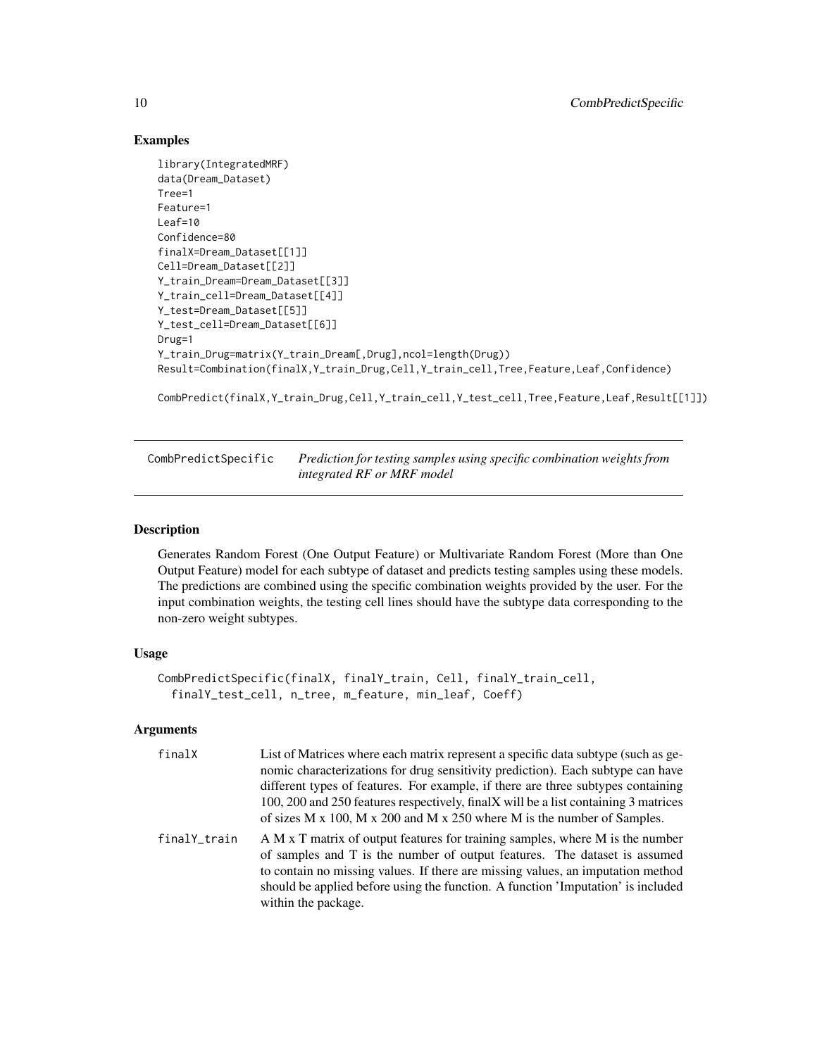## Examples

```
library(IntegratedMRF)
data(Dream_Dataset)
Tree=1
Feature=1
Leaf=10
Confidence=80
finalX=Dream_Dataset[[1]]
Cell=Dream_Dataset[[2]]
Y_train_Dream=Dream_Dataset[[3]]
Y_train_cell=Dream_Dataset[[4]]
Y_test=Dream_Dataset[[5]]
Y_test_cell=Dream_Dataset[[6]]
Drug=1
Y_train_Drug=matrix(Y_train_Dream[,Drug],ncol=length(Drug))
Result=Combination(finalX,Y_train_Drug,Cell,Y_train_cell,Tree,Feature,Leaf,Confidence)

CombPredict(finalX,Y_train_Drug,Cell,Y_train_cell,Y_test_cell,Tree,Feature,Leaf,Result[[1]])
```

---

# CombPredictSpecific — *Prediction for testing samples using specific combination weights from integrated RF or MRF model*

---

## Description

Generates Random Forest (One Output Feature) or Multivariate Random Forest (More than One Output Feature) model for each subtype of dataset and predicts testing samples using these models. The predictions are combined using the specific combination weights provided by the user. For the input combination weights, the testing cell lines should have the subtype data corresponding to the non-zero weight subtypes.

## Usage

```
CombPredictSpecific(finalX, finalY_train, Cell, finalY_train_cell,
  finalY_test_cell, n_tree, m_feature, min_leaf, Coeff)
```

## Arguments

| | |
|---|---|
| finalX | List of Matrices where each matrix represent a specific data subtype (such as genomic characterizations for drug sensitivity prediction). Each subtype can have different types of features. For example, if there are three subtypes containing 100, 200 and 250 features respectively, finalX will be a list containing 3 matrices of sizes M x 100, M x 200 and M x 250 where M is the number of Samples. |
| finalY_train | A M x T matrix of output features for training samples, where M is the number of samples and T is the number of output features. The dataset is assumed to contain no missing values. If there are missing values, an imputation method should be applied before using the function. A function 'Imputation' is included within the package. |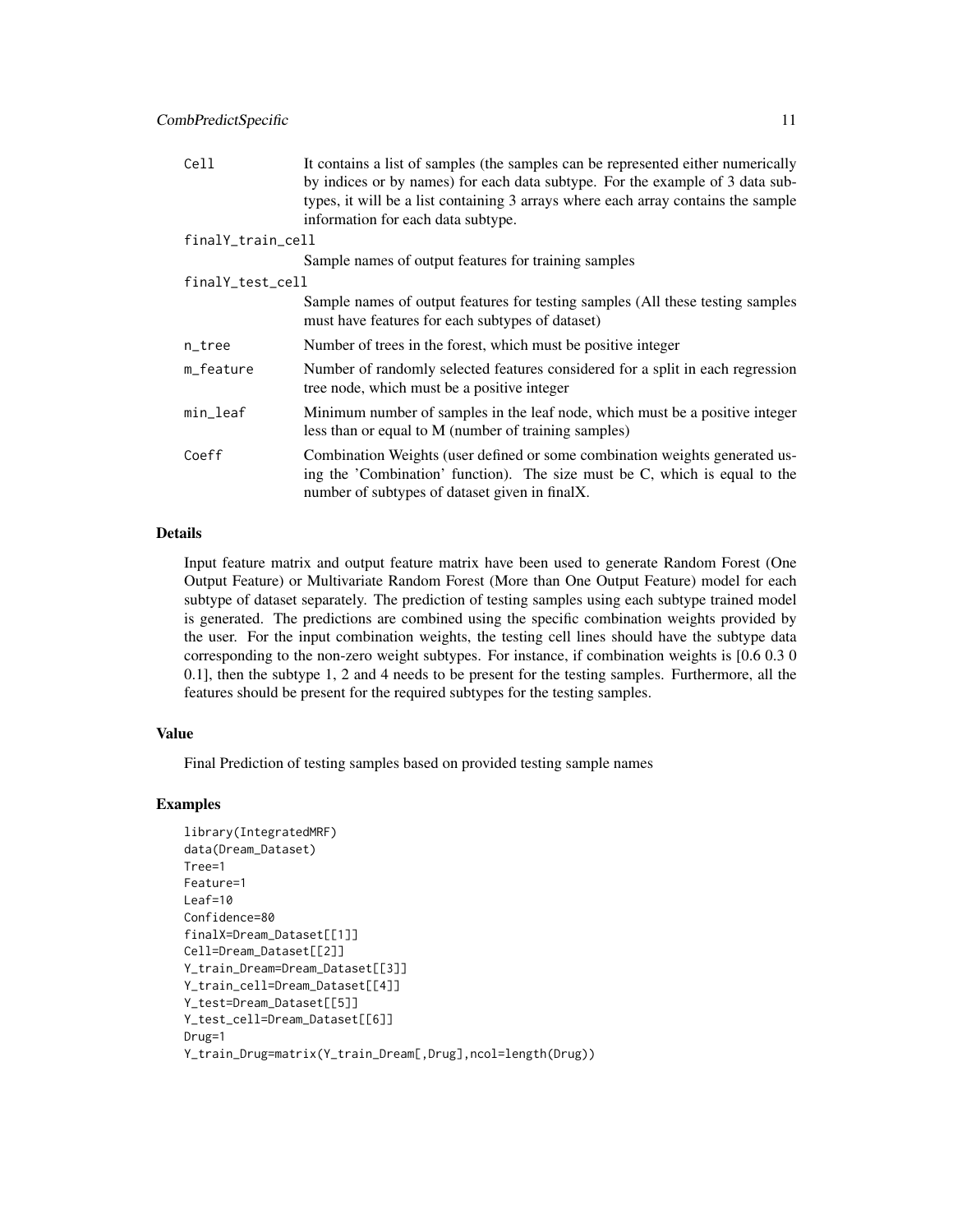| | |
|---|---|
| Cell | It contains a list of samples (the samples can be represented either numerically by indices or by names) for each data subtype. For the example of 3 data subtypes, it will be a list containing 3 arrays where each array contains the sample information for each data subtype. |
| finalY_train_cell | Sample names of output features for training samples |
| finalY_test_cell | Sample names of output features for testing samples (All these testing samples must have features for each subtypes of dataset) |
| n_tree | Number of trees in the forest, which must be positive integer |
| m_feature | Number of randomly selected features considered for a split in each regression tree node, which must be a positive integer |
| min_leaf | Minimum number of samples in the leaf node, which must be a positive integer less than or equal to M (number of training samples) |
| Coeff | Combination Weights (user defined or some combination weights generated using the 'Combination' function). The size must be C, which is equal to the number of subtypes of dataset given in finalX. |

### Details

Input feature matrix and output feature matrix have been used to generate Random Forest (One Output Feature) or Multivariate Random Forest (More than One Output Feature) model for each subtype of dataset separately. The prediction of testing samples using each subtype trained model is generated. The predictions are combined using the specific combination weights provided by the user. For the input combination weights, the testing cell lines should have the subtype data corresponding to the non-zero weight subtypes. For instance, if combination weights is [0.6 0.3 0 0.1], then the subtype 1, 2 and 4 needs to be present for the testing samples. Furthermore, all the features should be present for the required subtypes for the testing samples.

### Value

Final Prediction of testing samples based on provided testing sample names

### Examples

```
library(IntegratedMRF)
data(Dream_Dataset)
Tree=1
Feature=1
Leaf=10
Confidence=80
finalX=Dream_Dataset[[1]]
Cell=Dream_Dataset[[2]]
Y_train_Dream=Dream_Dataset[[3]]
Y_train_cell=Dream_Dataset[[4]]
Y_test=Dream_Dataset[[5]]
Y_test_cell=Dream_Dataset[[6]]
Drug=1
Y_train_Drug=matrix(Y_train_Dream[,Drug],ncol=length(Drug))
```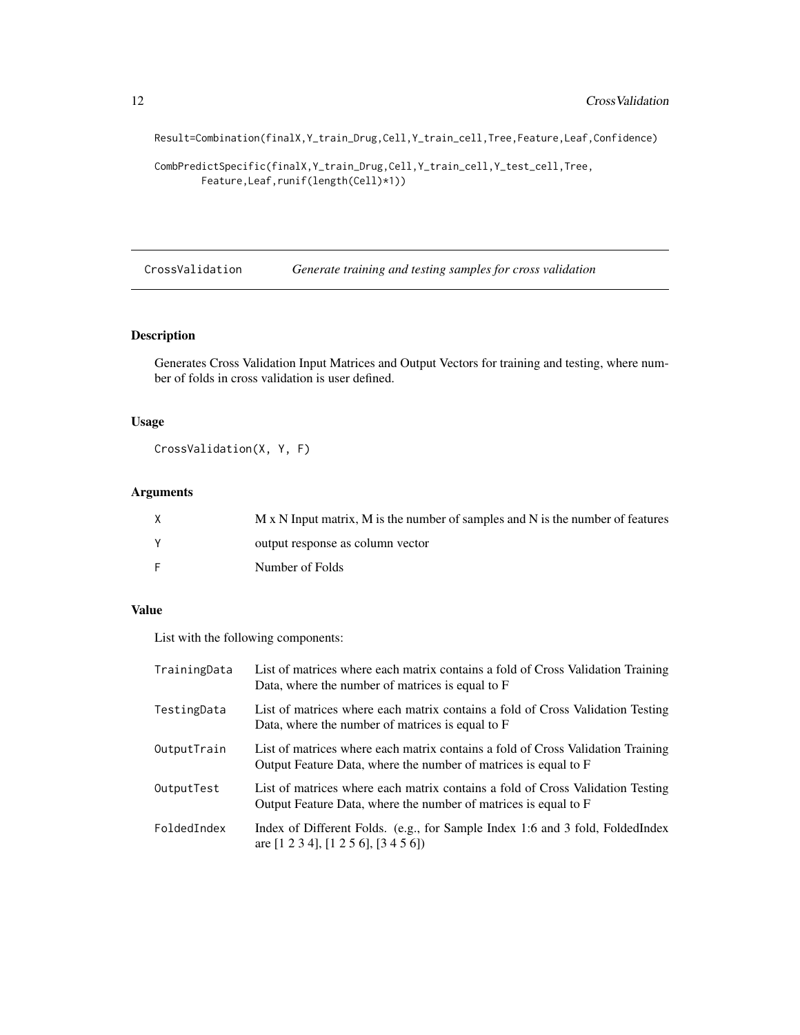```
Result=Combination(finalX,Y_train_Drug,Cell,Y_train_cell,Tree,Feature,Leaf,Confidence)

CombPredictSpecific(finalX,Y_train_Drug,Cell,Y_train_cell,Y_test_cell,Tree,
        Feature,Leaf,runif(length(Cell)*1))
```

---

## CrossValidation *Generate training and testing samples for cross validation*

---

### Description

Generates Cross Validation Input Matrices and Output Vectors for training and testing, where number of folds in cross validation is user defined.

### Usage

```
CrossValidation(X, Y, F)
```

### Arguments

| | |
|---|---|
| X | M x N Input matrix, M is the number of samples and N is the number of features |
| Y | output response as column vector |
| F | Number of Folds |

### Value

List with the following components:

| | |
|---|---|
| TrainingData | List of matrices where each matrix contains a fold of Cross Validation Training Data, where the number of matrices is equal to F |
| TestingData | List of matrices where each matrix contains a fold of Cross Validation Testing Data, where the number of matrices is equal to F |
| OutputTrain | List of matrices where each matrix contains a fold of Cross Validation Training Output Feature Data, where the number of matrices is equal to F |
| OutputTest | List of matrices where each matrix contains a fold of Cross Validation Testing Output Feature Data, where the number of matrices is equal to F |
| FoldedIndex | Index of Different Folds. (e.g., for Sample Index 1:6 and 3 fold, FoldedIndex are [1 2 3 4], [1 2 5 6], [3 4 5 6]) |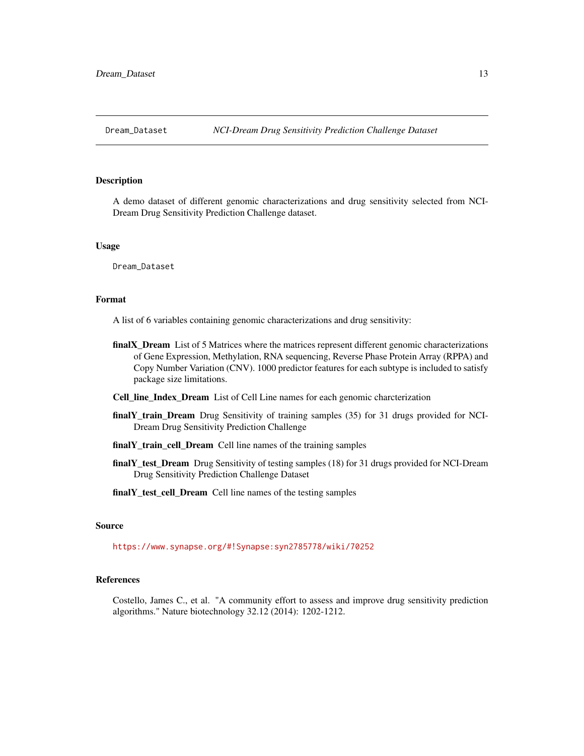# Dream_Dataset — *NCI-Dream Drug Sensitivity Prediction Challenge Dataset*

## Description

A demo dataset of different genomic characterizations and drug sensitivity selected from NCI-Dream Drug Sensitivity Prediction Challenge dataset.

## Usage

```
Dream_Dataset
```

## Format

A list of 6 variables containing genomic characterizations and drug sensitivity:

- **finalX_Dream** List of 5 Matrices where the matrices represent different genomic characterizations of Gene Expression, Methylation, RNA sequencing, Reverse Phase Protein Array (RPPA) and Copy Number Variation (CNV). 1000 predictor features for each subtype is included to satisfy package size limitations.
- **Cell_line_Index_Dream** List of Cell Line names for each genomic charcterization
- **finalY_train_Dream** Drug Sensitivity of training samples (35) for 31 drugs provided for NCI-Dream Drug Sensitivity Prediction Challenge
- **finalY_train_cell_Dream** Cell line names of the training samples
- **finalY_test_Dream** Drug Sensitivity of testing samples (18) for 31 drugs provided for NCI-Dream Drug Sensitivity Prediction Challenge Dataset
- **finalY_test_cell_Dream** Cell line names of the testing samples

## Source

https://www.synapse.org/#!Synapse:syn2785778/wiki/70252

## References

Costello, James C., et al. "A community effort to assess and improve drug sensitivity prediction algorithms." Nature biotechnology 32.12 (2014): 1202-1212.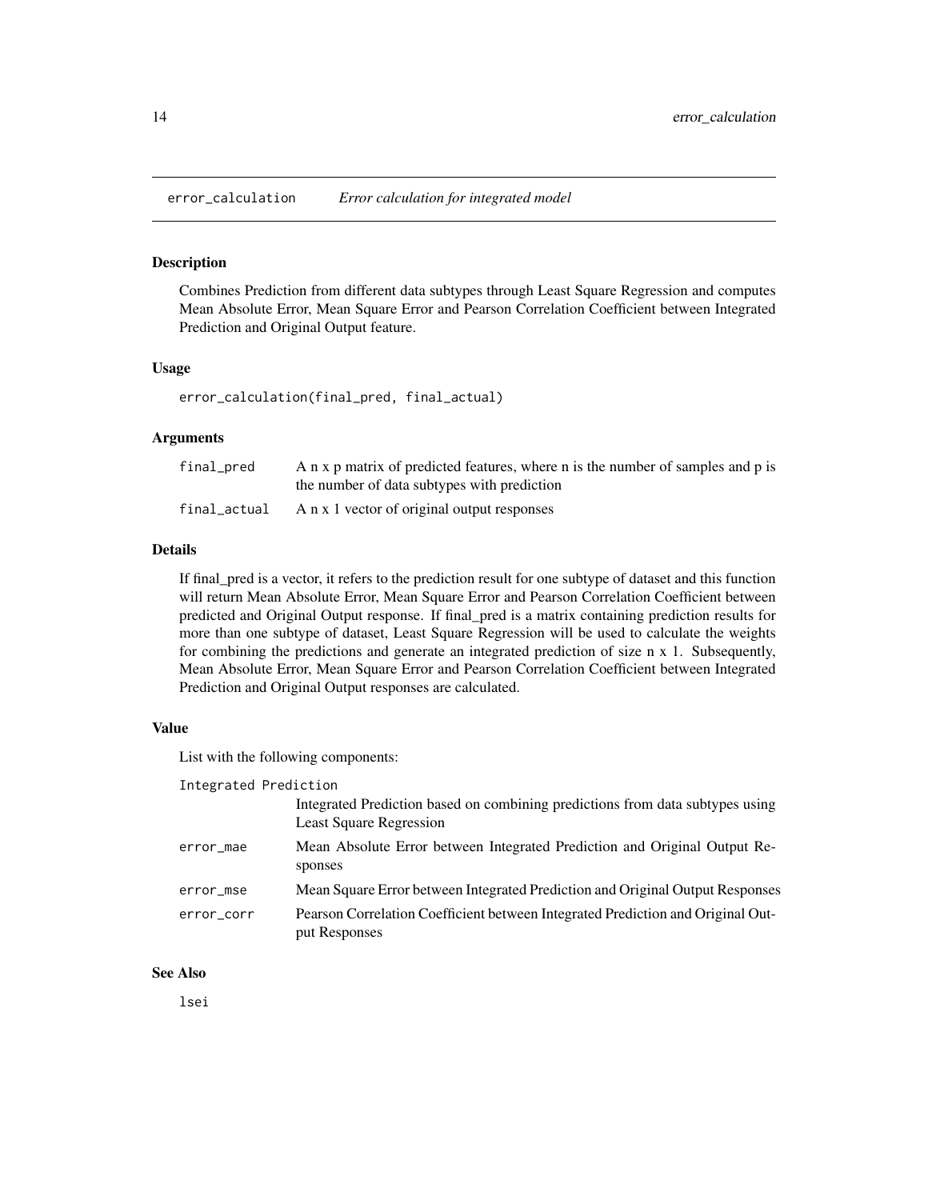## error_calculation *Error calculation for integrated model*

### Description

Combines Prediction from different data subtypes through Least Square Regression and computes Mean Absolute Error, Mean Square Error and Pearson Correlation Coefficient between Integrated Prediction and Original Output feature.

### Usage

```
error_calculation(final_pred, final_actual)
```

### Arguments

| | |
|---|---|
| final_pred | A n x p matrix of predicted features, where n is the number of samples and p is the number of data subtypes with prediction |
| final_actual | A n x 1 vector of original output responses |

### Details

If final_pred is a vector, it refers to the prediction result for one subtype of dataset and this function will return Mean Absolute Error, Mean Square Error and Pearson Correlation Coefficient between predicted and Original Output response. If final_pred is a matrix containing prediction results for more than one subtype of dataset, Least Square Regression will be used to calculate the weights for combining the predictions and generate an integrated prediction of size n x 1. Subsequently, Mean Absolute Error, Mean Square Error and Pearson Correlation Coefficient between Integrated Prediction and Original Output responses are calculated.

### Value

List with the following components:

| | |
|---|---|
| Integrated Prediction | Integrated Prediction based on combining predictions from data subtypes using Least Square Regression |
| error_mae | Mean Absolute Error between Integrated Prediction and Original Output Responses |
| error_mse | Mean Square Error between Integrated Prediction and Original Output Responses |
| error_corr | Pearson Correlation Coefficient between Integrated Prediction and Original Output Responses |

### See Also

lsei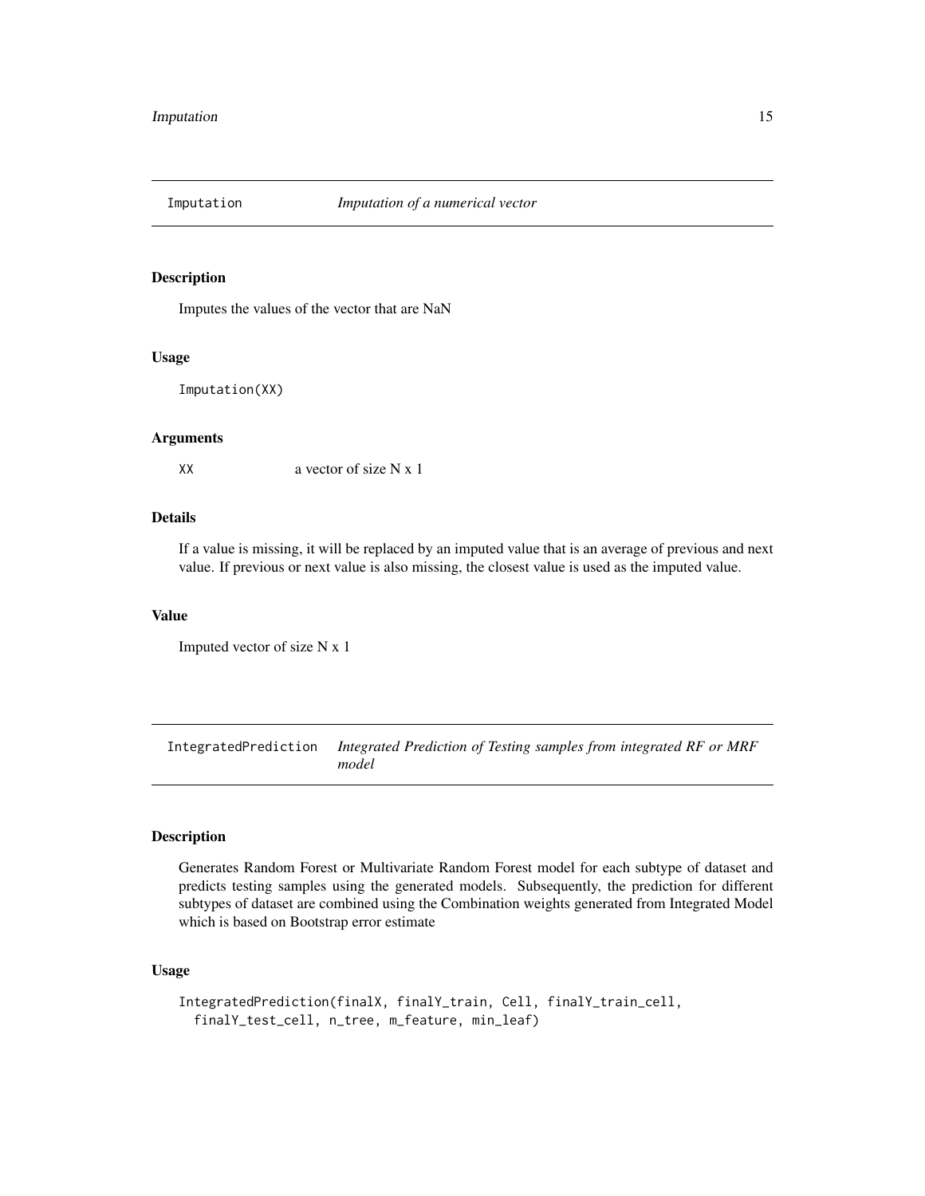## Imputation — *Imputation of a numerical vector*

### Description

Imputes the values of the vector that are NaN

### Usage

```
Imputation(XX)
```

### Arguments

| | |
|---|---|
| XX | a vector of size N x 1 |

### Details

If a value is missing, it will be replaced by an imputed value that is an average of previous and next value. If previous or next value is also missing, the closest value is used as the imputed value.

### Value

Imputed vector of size N x 1

## IntegratedPrediction — *Integrated Prediction of Testing samples from integrated RF or MRF model*

### Description

Generates Random Forest or Multivariate Random Forest model for each subtype of dataset and predicts testing samples using the generated models. Subsequently, the prediction for different subtypes of dataset are combined using the Combination weights generated from Integrated Model which is based on Bootstrap error estimate

### Usage

```
IntegratedPrediction(finalX, finalY_train, Cell, finalY_train_cell,
  finalY_test_cell, n_tree, m_feature, min_leaf)
```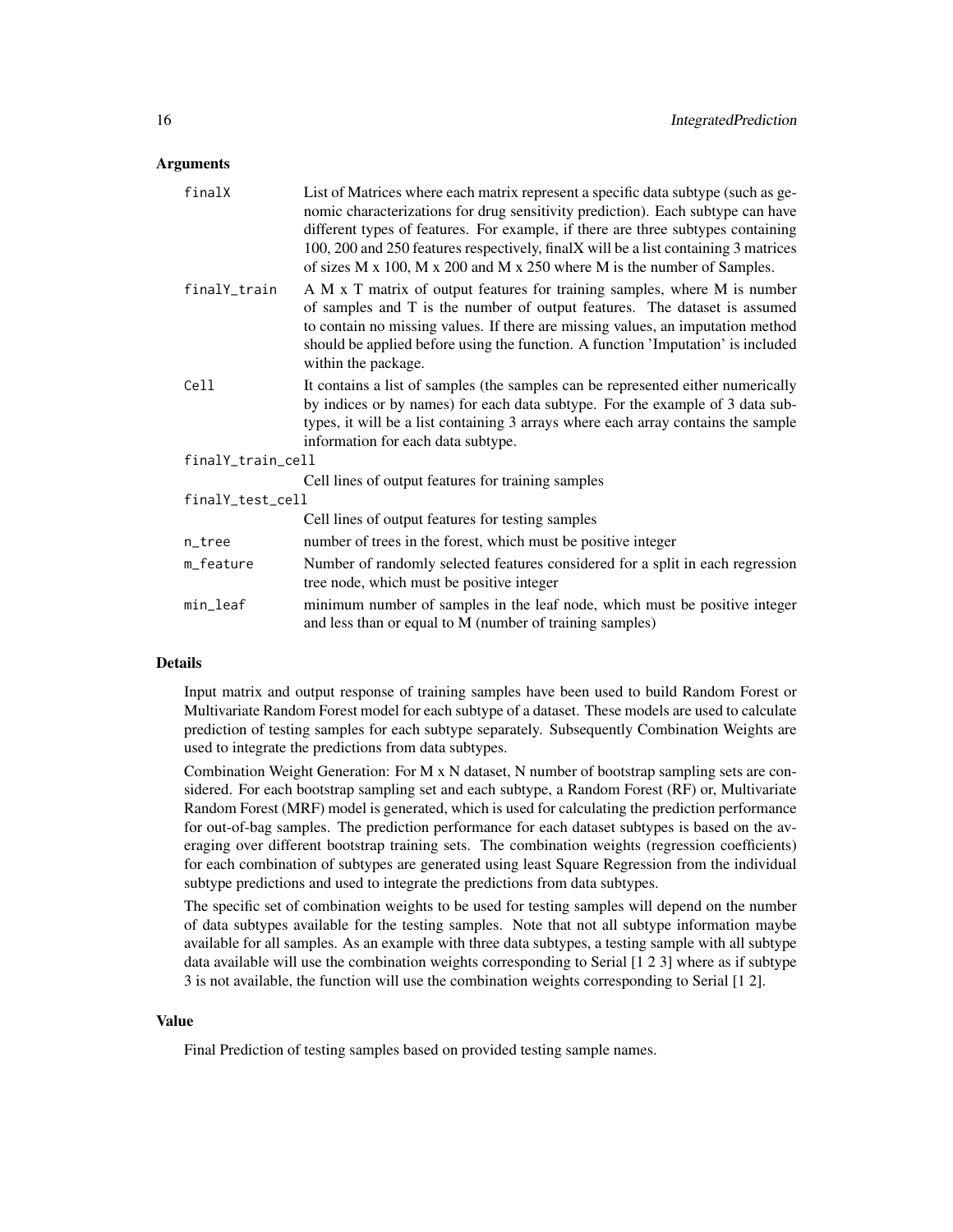## Arguments

- `finalX` — List of Matrices where each matrix represent a specific data subtype (such as genomic characterizations for drug sensitivity prediction). Each subtype can have different types of features. For example, if there are three subtypes containing 100, 200 and 250 features respectively, finalX will be a list containing 3 matrices of sizes M x 100, M x 200 and M x 250 where M is the number of Samples.
- `finalY_train` — A M x T matrix of output features for training samples, where M is number of samples and T is the number of output features. The dataset is assumed to contain no missing values. If there are missing values, an imputation method should be applied before using the function. A function 'Imputation' is included within the package.
- `Cell` — It contains a list of samples (the samples can be represented either numerically by indices or by names) for each data subtype. For the example of 3 data subtypes, it will be a list containing 3 arrays where each array contains the sample information for each data subtype.
- `finalY_train_cell` — Cell lines of output features for training samples
- `finalY_test_cell` — Cell lines of output features for testing samples
- `n_tree` — number of trees in the forest, which must be positive integer
- `m_feature` — Number of randomly selected features considered for a split in each regression tree node, which must be positive integer
- `min_leaf` — minimum number of samples in the leaf node, which must be positive integer and less than or equal to M (number of training samples)

## Details

Input matrix and output response of training samples have been used to build Random Forest or Multivariate Random Forest model for each subtype of a dataset. These models are used to calculate prediction of testing samples for each subtype separately. Subsequently Combination Weights are used to integrate the predictions from data subtypes.

Combination Weight Generation: For M x N dataset, N number of bootstrap sampling sets are considered. For each bootstrap sampling set and each subtype, a Random Forest (RF) or, Multivariate Random Forest (MRF) model is generated, which is used for calculating the prediction performance for out-of-bag samples. The prediction performance for each dataset subtypes is based on the averaging over different bootstrap training sets. The combination weights (regression coefficients) for each combination of subtypes are generated using least Square Regression from the individual subtype predictions and used to integrate the predictions from data subtypes.

The specific set of combination weights to be used for testing samples will depend on the number of data subtypes available for the testing samples. Note that not all subtype information maybe available for all samples. As an example with three data subtypes, a testing sample with all subtype data available will use the combination weights corresponding to Serial [1 2 3] where as if subtype 3 is not available, the function will use the combination weights corresponding to Serial [1 2].

## Value

Final Prediction of testing samples based on provided testing sample names.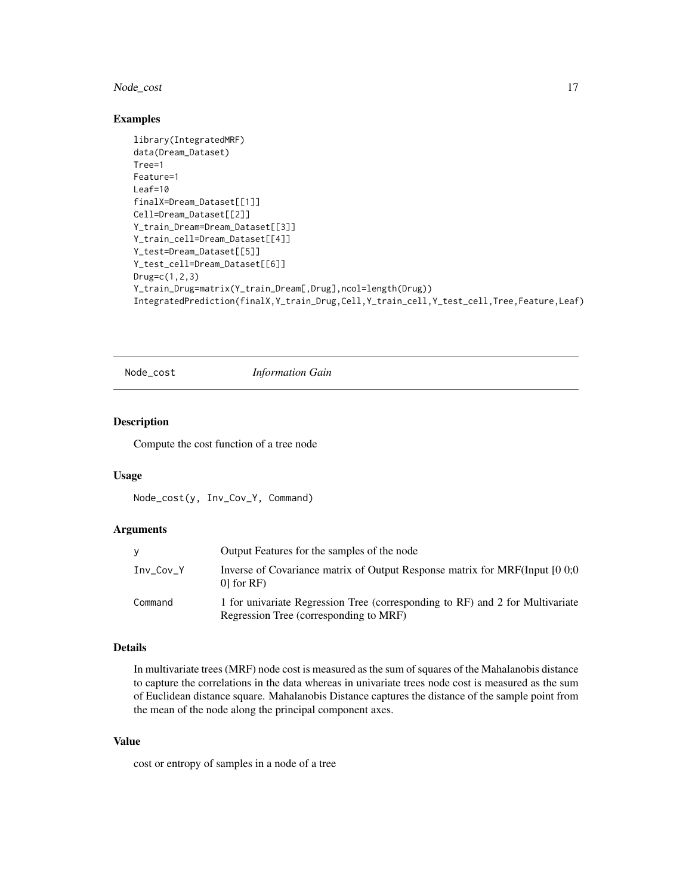## Examples

```
library(IntegratedMRF)
data(Dream_Dataset)
Tree=1
Feature=1
Leaf=10
finalX=Dream_Dataset[[1]]
Cell=Dream_Dataset[[2]]
Y_train_Dream=Dream_Dataset[[3]]
Y_train_cell=Dream_Dataset[[4]]
Y_test=Dream_Dataset[[5]]
Y_test_cell=Dream_Dataset[[6]]
Drug=c(1,2,3)
Y_train_Drug=matrix(Y_train_Dream[,Drug],ncol=length(Drug))
IntegratedPrediction(finalX,Y_train_Drug,Cell,Y_train_cell,Y_test_cell,Tree,Feature,Leaf)
```

---

# Node_cost — *Information Gain*

---

## Description

Compute the cost function of a tree node

## Usage

```
Node_cost(y, Inv_Cov_Y, Command)
```

## Arguments

| | |
|---|---|
| y | Output Features for the samples of the node |
| Inv_Cov_Y | Inverse of Covariance matrix of Output Response matrix for MRF(Input [0 0;0 0] for RF) |
| Command | 1 for univariate Regression Tree (corresponding to RF) and 2 for Multivariate Regression Tree (corresponding to MRF) |

## Details

In multivariate trees (MRF) node cost is measured as the sum of squares of the Mahalanobis distance to capture the correlations in the data whereas in univariate trees node cost is measured as the sum of Euclidean distance square. Mahalanobis Distance captures the distance of the sample point from the mean of the node along the principal component axes.

## Value

cost or entropy of samples in a node of a tree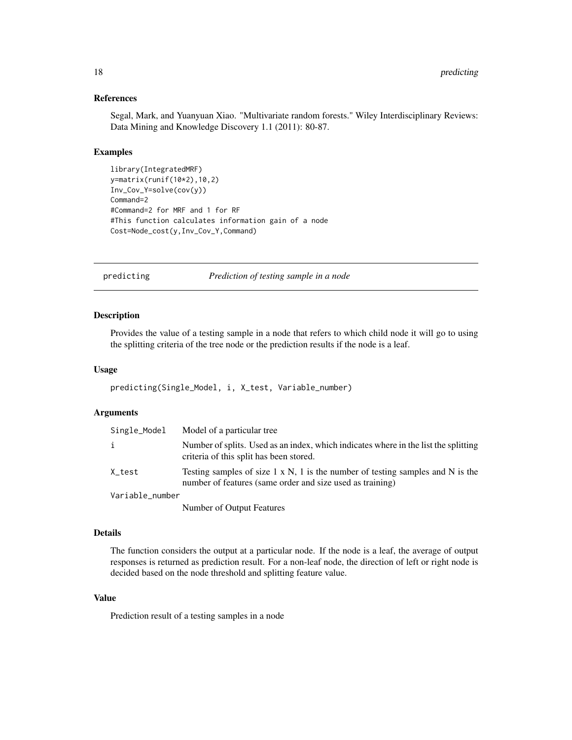### References

Segal, Mark, and Yuanyuan Xiao. "Multivariate random forests." Wiley Interdisciplinary Reviews: Data Mining and Knowledge Discovery 1.1 (2011): 80-87.

### Examples

```
library(IntegratedMRF)
y=matrix(runif(10*2),10,2)
Inv_Cov_Y=solve(cov(y))
Command=2
#Command=2 for MRF and 1 for RF
#This function calculates information gain of a node
Cost=Node_cost(y,Inv_Cov_Y,Command)
```

---

## predicting — *Prediction of testing sample in a node*

---

### Description

Provides the value of a testing sample in a node that refers to which child node it will go to using the splitting criteria of the tree node or the prediction results if the node is a leaf.

### Usage

```
predicting(Single_Model, i, X_test, Variable_number)
```

### Arguments

| | |
|---|---|
| Single_Model | Model of a particular tree |
| i | Number of splits. Used as an index, which indicates where in the list the splitting criteria of this split has been stored. |
| X_test | Testing samples of size 1 x N, 1 is the number of testing samples and N is the number of features (same order and size used as training) |
| Variable_number | Number of Output Features |

### Details

The function considers the output at a particular node. If the node is a leaf, the average of output responses is returned as prediction result. For a non-leaf node, the direction of left or right node is decided based on the node threshold and splitting feature value.

### Value

Prediction result of a testing samples in a node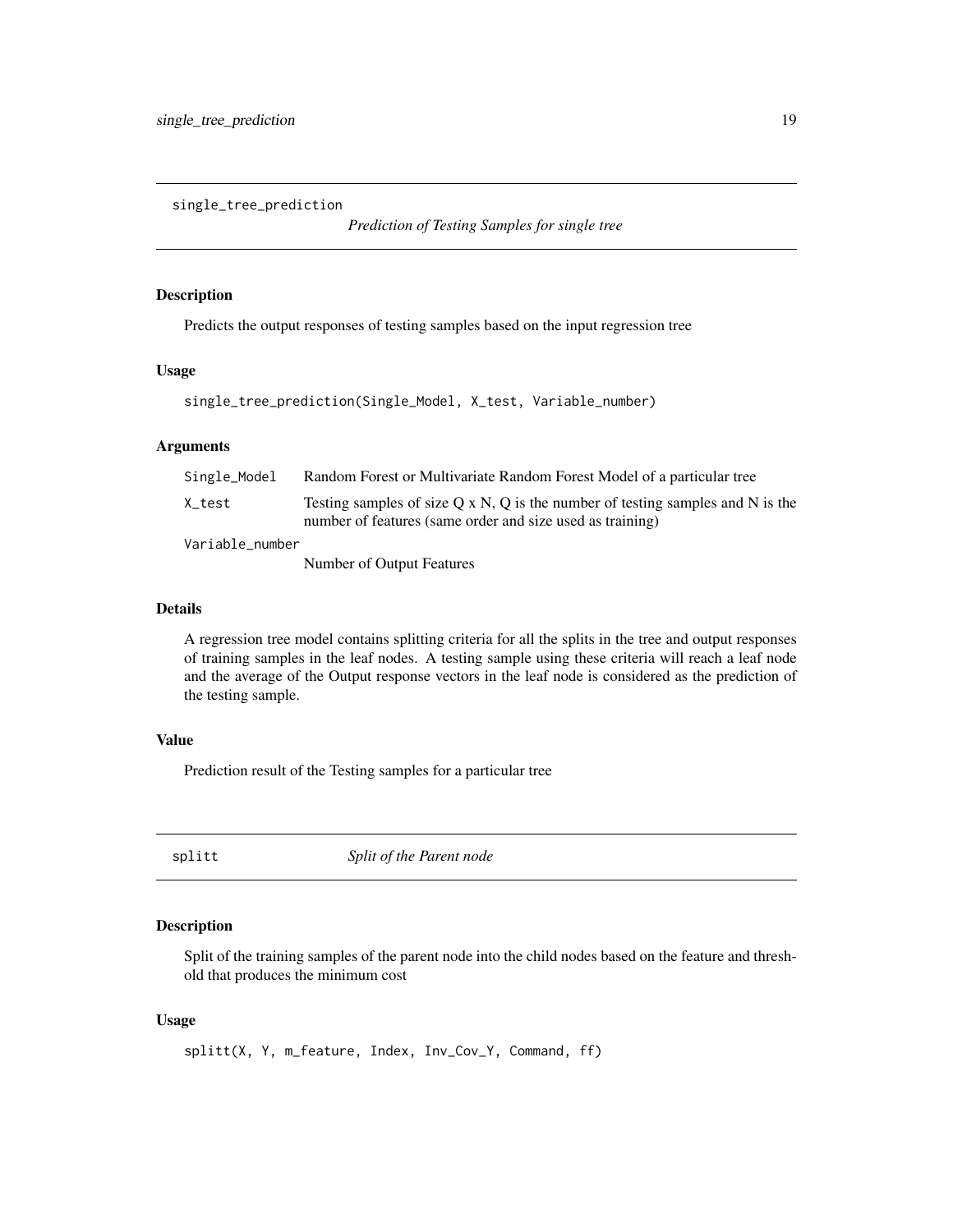## single_tree_prediction

*Prediction of Testing Samples for single tree*

### Description

Predicts the output responses of testing samples based on the input regression tree

### Usage

```
single_tree_prediction(Single_Model, X_test, Variable_number)
```

### Arguments

| | |
|---|---|
| `Single_Model` | Random Forest or Multivariate Random Forest Model of a particular tree |
| `X_test` | Testing samples of size Q x N, Q is the number of testing samples and N is the number of features (same order and size used as training) |
| `Variable_number` | Number of Output Features |

### Details

A regression tree model contains splitting criteria for all the splits in the tree and output responses of training samples in the leaf nodes. A testing sample using these criteria will reach a leaf node and the average of the Output response vectors in the leaf node is considered as the prediction of the testing sample.

### Value

Prediction result of the Testing samples for a particular tree

## splitt

*Split of the Parent node*

### Description

Split of the training samples of the parent node into the child nodes based on the feature and threshold that produces the minimum cost

### Usage

```
splitt(X, Y, m_feature, Index, Inv_Cov_Y, Command, ff)
```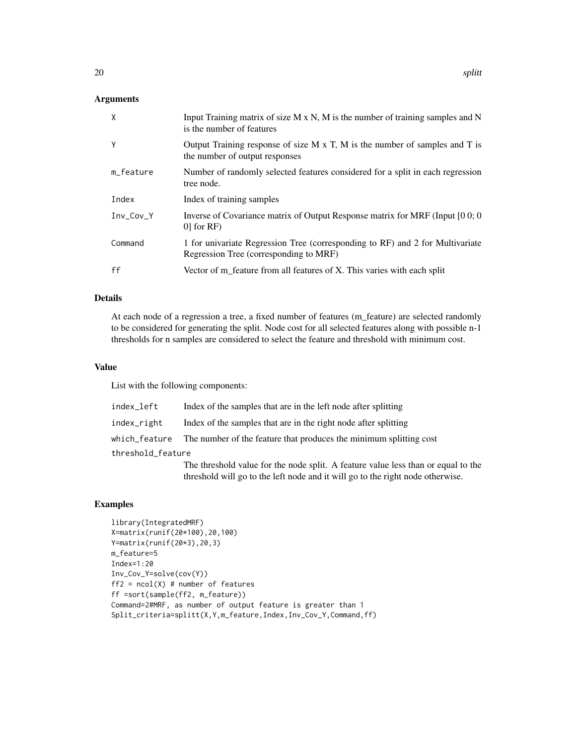### Arguments

| | |
|---|---|
| X | Input Training matrix of size M x N, M is the number of training samples and N is the number of features |
| Y | Output Training response of size M x T, M is the number of samples and T is the number of output responses |
| m_feature | Number of randomly selected features considered for a split in each regression tree node. |
| Index | Index of training samples |
| Inv_Cov_Y | Inverse of Covariance matrix of Output Response matrix for MRF (Input [0 0; 0 0] for RF) |
| Command | 1 for univariate Regression Tree (corresponding to RF) and 2 for Multivariate Regression Tree (corresponding to MRF) |
| ff | Vector of m_feature from all features of X. This varies with each split |

### Details

At each node of a regression a tree, a fixed number of features (m_feature) are selected randomly to be considered for generating the split. Node cost for all selected features along with possible n-1 thresholds for n samples are considered to select the feature and threshold with minimum cost.

### Value

List with the following components:

| | |
|---|---|
| index_left | Index of the samples that are in the left node after splitting |
| index_right | Index of the samples that are in the right node after splitting |
| which_feature | The number of the feature that produces the minimum splitting cost |
| threshold_feature | The threshold value for the node split. A feature value less than or equal to the threshold will go to the left node and it will go to the right node otherwise. |

### Examples

```
library(IntegratedMRF)
X=matrix(runif(20*100),20,100)
Y=matrix(runif(20*3),20,3)
m_feature=5
Index=1:20
Inv_Cov_Y=solve(cov(Y))
ff2 = ncol(X) # number of features
ff =sort(sample(ff2, m_feature))
Command=2#MRF, as number of output feature is greater than 1
Split_criteria=splitt(X,Y,m_feature,Index,Inv_Cov_Y,Command,ff)
```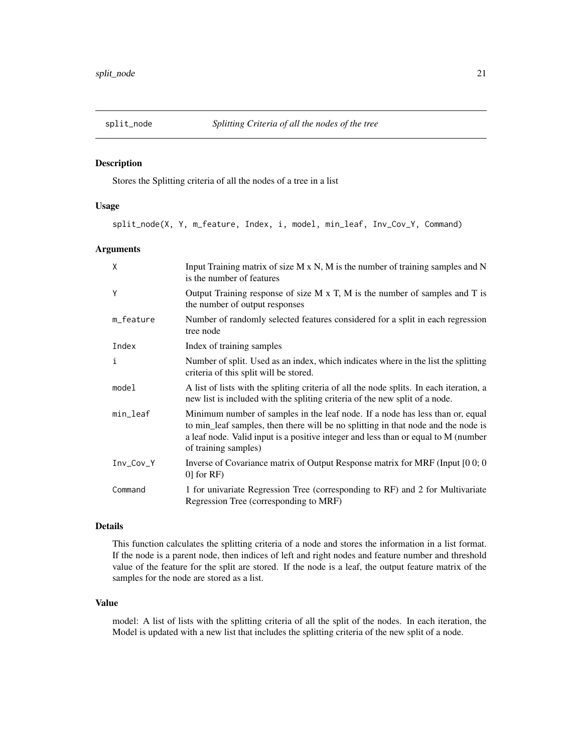## split_node *Splitting Criteria of all the nodes of the tree*

### Description

Stores the Splitting criteria of all the nodes of a tree in a list

### Usage

```
split_node(X, Y, m_feature, Index, i, model, min_leaf, Inv_Cov_Y, Command)
```

### Arguments

| | |
|---|---|
| X | Input Training matrix of size M x N, M is the number of training samples and N is the number of features |
| Y | Output Training response of size M x T, M is the number of samples and T is the number of output responses |
| m_feature | Number of randomly selected features considered for a split in each regression tree node |
| Index | Index of training samples |
| i | Number of split. Used as an index, which indicates where in the list the splitting criteria of this split will be stored. |
| model | A list of lists with the spliting criteria of all the node splits. In each iteration, a new list is included with the spliting criteria of the new split of a node. |
| min_leaf | Minimum number of samples in the leaf node. If a node has less than or, equal to min_leaf samples, then there will be no splitting in that node and the node is a leaf node. Valid input is a positive integer and less than or equal to M (number of training samples) |
| Inv_Cov_Y | Inverse of Covariance matrix of Output Response matrix for MRF (Input [0 0; 0 0] for RF) |
| Command | 1 for univariate Regression Tree (corresponding to RF) and 2 for Multivariate Regression Tree (corresponding to MRF) |

### Details

This function calculates the splitting criteria of a node and stores the information in a list format. If the node is a parent node, then indices of left and right nodes and feature number and threshold value of the feature for the split are stored. If the node is a leaf, the output feature matrix of the samples for the node are stored as a list.

### Value

model: A list of lists with the splitting criteria of all the split of the nodes. In each iteration, the Model is updated with a new list that includes the splitting criteria of the new split of a node.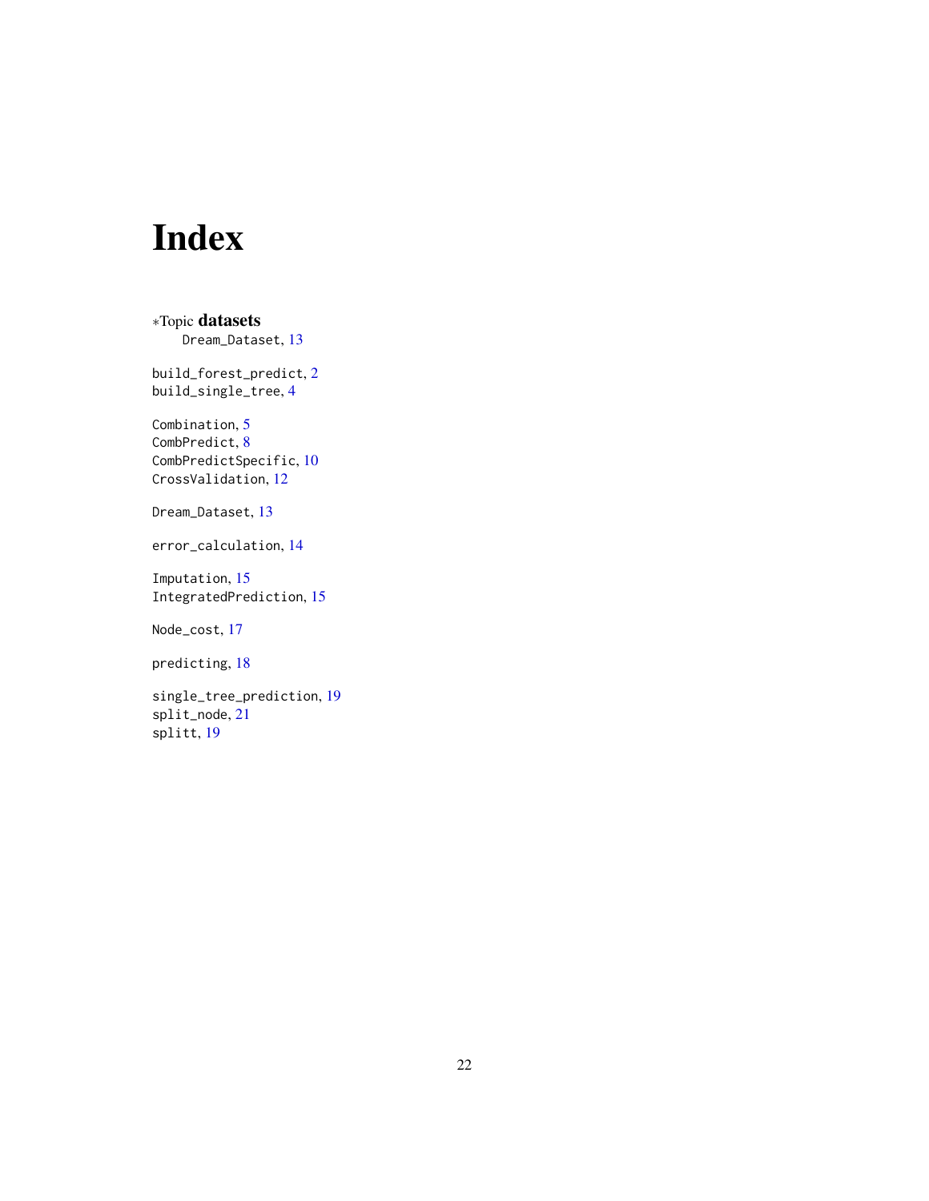# Index

∗Topic **datasets**

Dream_Dataset, 13

build_forest_predict, 2
build_single_tree, 4

Combination, 5
CombPredict, 8
CombPredictSpecific, 10
CrossValidation, 12

Dream_Dataset, 13

error_calculation, 14

Imputation, 15
IntegratedPrediction, 15

Node_cost, 17

predicting, 18

single_tree_prediction, 19
split_node, 21
splitt, 19